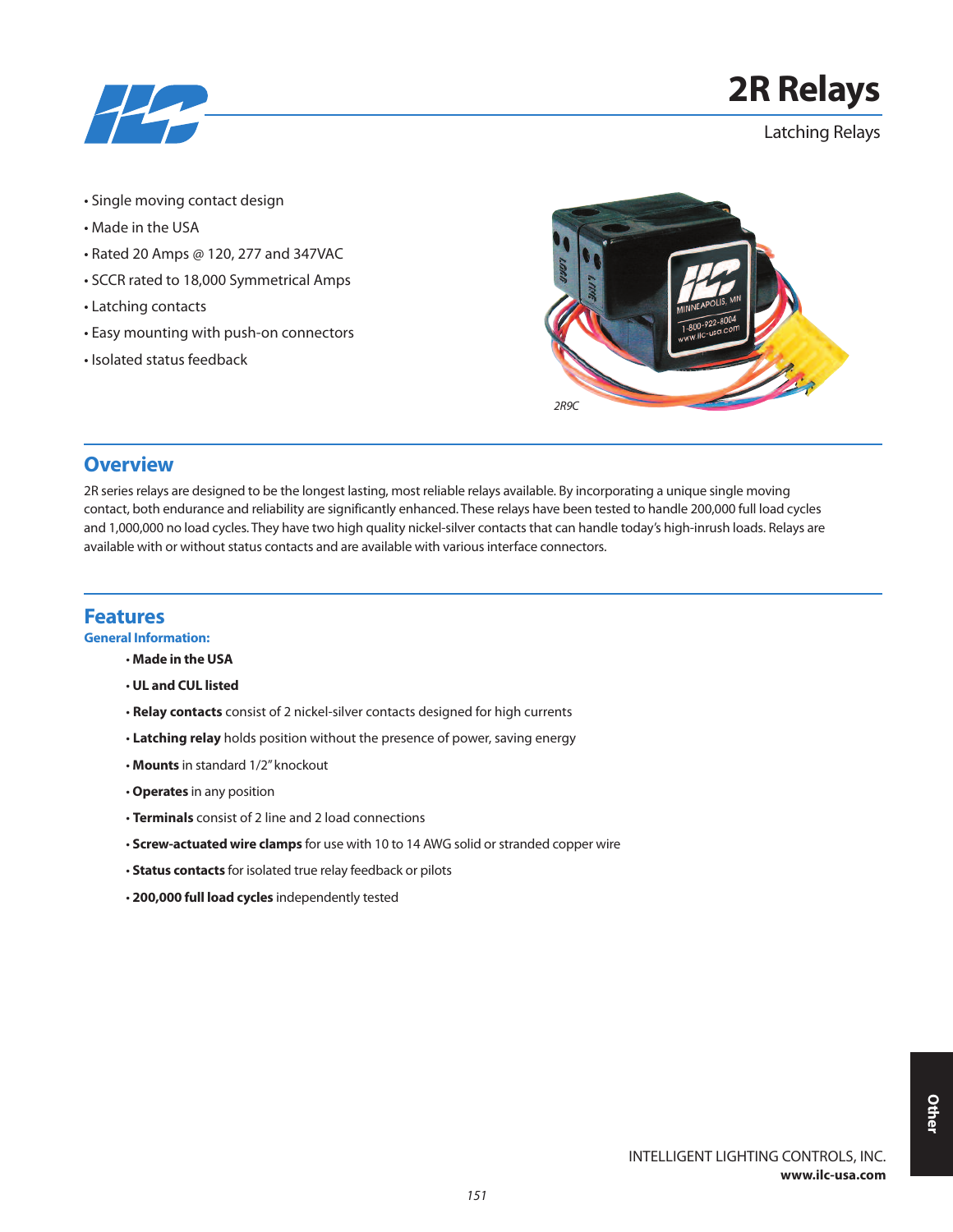# 2R Relays

Latching Relays

- Single moving contact design
- Made in the USA
- Rated 20 Amps @ 120, 277 and 347VAC
- SCCR rated to 18,000 Symmetrical Amps
- Latching contacts
- Easy mounting with push-on connectors
- Isolated status feedback

*2R9C*

## Overview

2R series relays are designed to be the longest lasting, most reliable relays available. By incorporating a unique single moving contact, both endurance and reliability are significantly enhanced. These relays have been tested to handle 200,000 full load cycles and 1,000,000 no load cycles. They have two high quality nickel-silver contacts that can handle today's high-inrush loads. Relays are available with or without status contacts and are available with various interface connectors.

## Features

### General Information:

- **Made in the USA**
- **UL and CUL listed**
- **Relay contacts** consist of 2 nickel-silver contacts designed for high currents
- **Latching relay** holds position without the presence of power, saving energy
- **Mounts** in standard 1/2" knockout
- **Operates** in any position
- **Terminals** consist of 2 line and 2 load connections
- **Screw-actuated wire clamps** for use with 10 to 14 AWG solid or stranded copper wire
- **Status contacts** for isolated true relay feedback or pilots
- **200,000 full load cycles** independently tested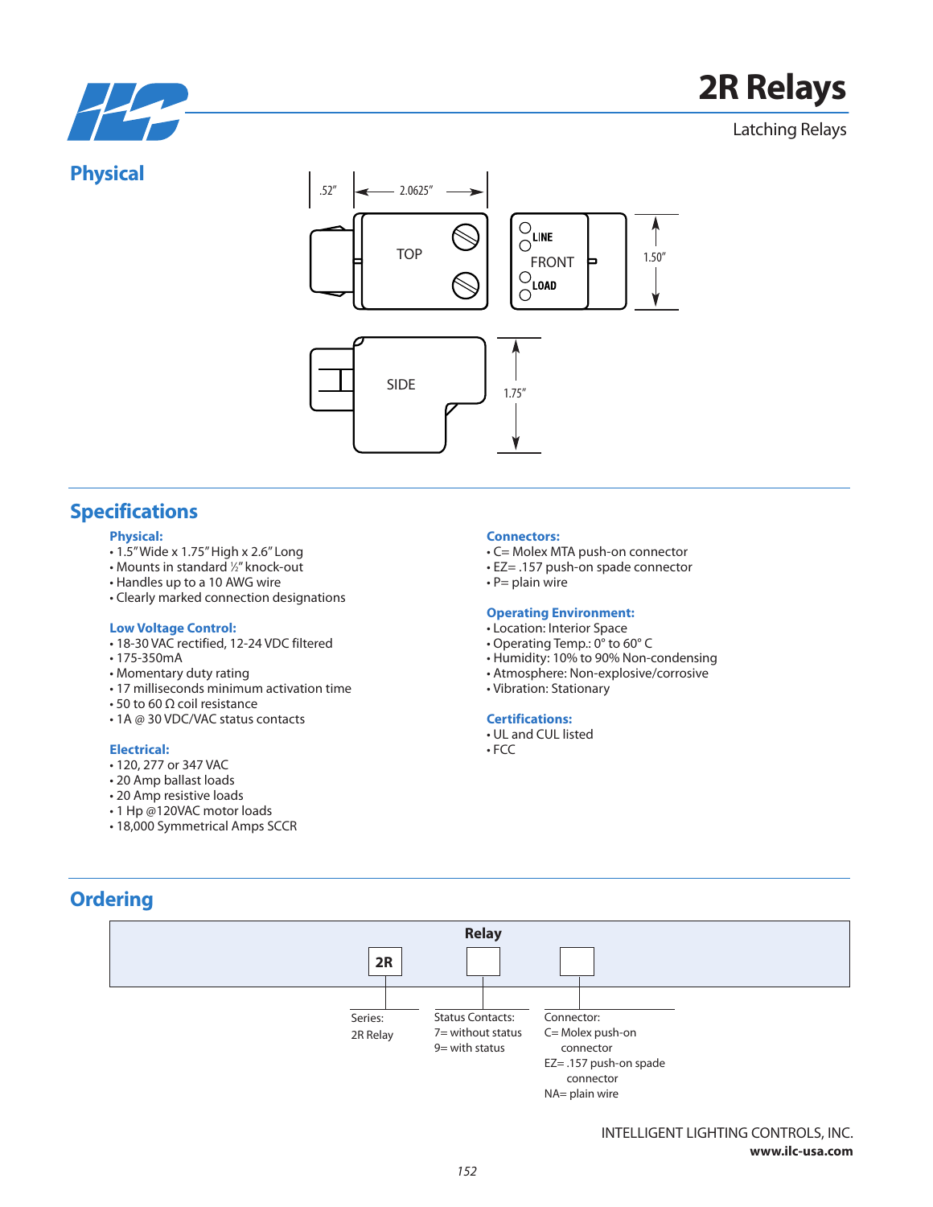# 2R Relays

Latching Relays

## Physical

.52″

2.0625″

TOP

LINE

FRONT

LOAD

1.50″

SIDE

1.75″

## Specifications

### Physical:

- 1.5″ Wide x 1.75″ High x 2.6″ Long
- Mounts in standard ½″ knock-out
- Handles up to a 10 AWG wire
- Clearly marked connection designations

### Low Voltage Control:

- 18-30 VAC rectified, 12-24 VDC filtered
- 175-350mA
- Momentary duty rating
- 17 milliseconds minimum activation time
- 50 to 60 Ω coil resistance
- 1A @ 30 VDC/VAC status contacts

### Electrical:

- 120, 277 or 347 VAC
- 20 Amp ballast loads
- 20 Amp resistive loads
- 1 Hp @120VAC motor loads
- 18,000 Symmetrical Amps SCCR

### Connectors:

- C= Molex MTA push-on connector
- EZ= .157 push-on spade connector
- P= plain wire

### Operating Environment:

- Location: Interior Space
- Operating Temp.: 0° to 60° C
- Humidity: 10% to 90% Non-condensing
- Atmosphere: Non-explosive/corrosive
- Vibration: Stationary

### Certifications:

- UL and CUL listed
- FCC

## Ordering

**Relay**

| 2R | | |
|---|---|---|
| Series: 2R Relay | Status Contacts: 7= without status 9= with status | Connector: C= Molex push-on connector EZ= .157 push-on spade connector NA= plain wire |

INTELLIGENT LIGHTING CONTROLS, INC.
**www.ilc-usa.com**